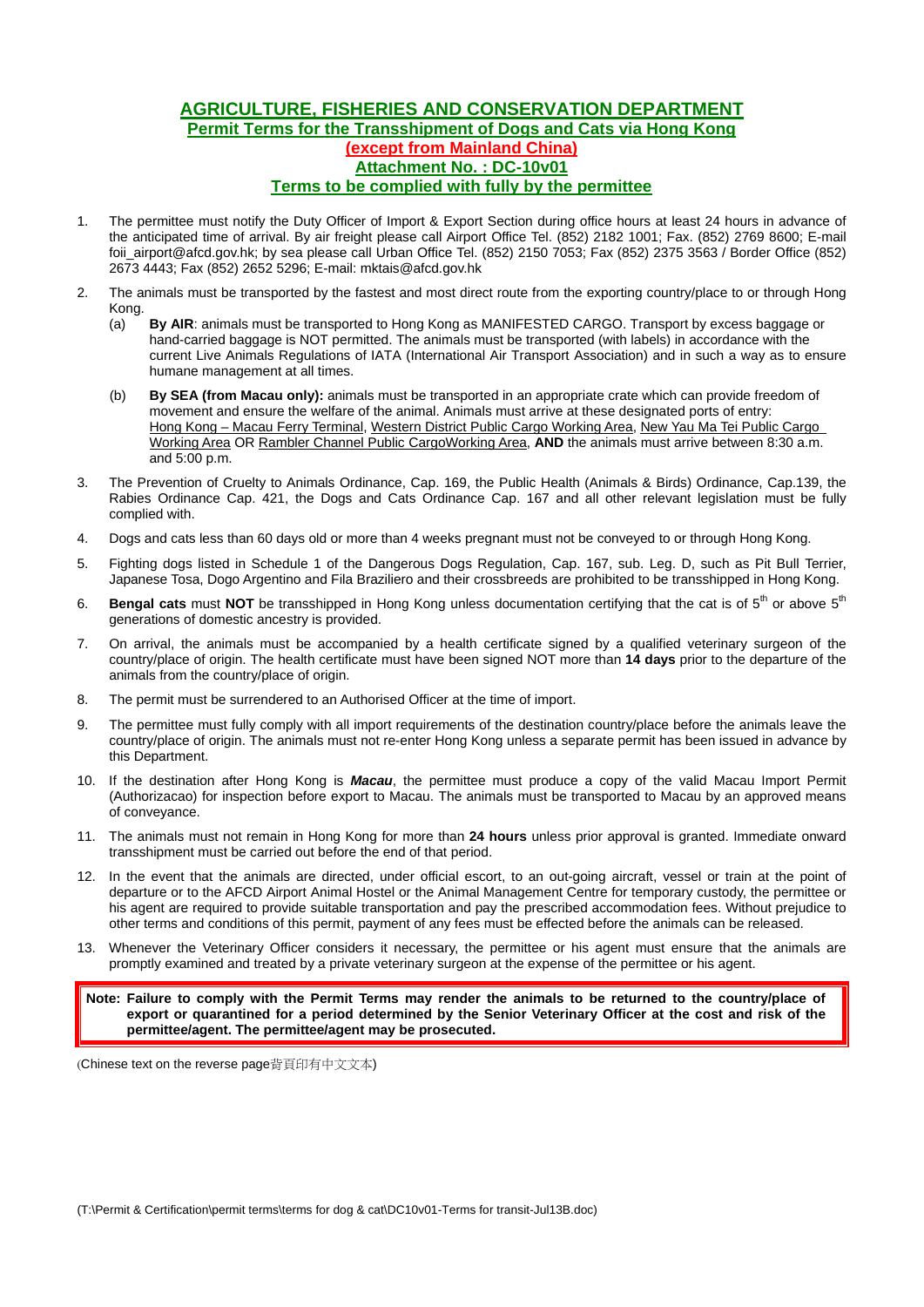# AGRICULTURE, FISHERIES AND CONSERVATION DEPARTMENT

## Permit Terms for the Transshipment of Dogs and Cats via Hong Kong

## (except from Mainland China)

## Attachment No. : DC-10v01

## Terms to be complied with fully by the permittee

1. The permittee must notify the Duty Officer of Import & Export Section during office hours at least 24 hours in advance of the anticipated time of arrival. By air freight please call Airport Office Tel. (852) 2182 1001; Fax. (852) 2769 8600; E-mail foii_airport@afcd.gov.hk; by sea please call Urban Office Tel. (852) 2150 7053; Fax (852) 2375 3563 / Border Office (852) 2673 4443; Fax (852) 2652 5296; E-mail: mktais@afcd.gov.hk

2. The animals must be transported by the fastest and most direct route from the exporting country/place to or through Hong Kong.
   (a) **By AIR**: animals must be transported to Hong Kong as MANIFESTED CARGO. Transport by excess baggage or hand-carried baggage is NOT permitted. The animals must be transported (with labels) in accordance with the current Live Animals Regulations of IATA (International Air Transport Association) and in such a way as to ensure humane management at all times.

   (b) **By SEA (from Macau only):** animals must be transported in an appropriate crate which can provide freedom of movement and ensure the welfare of the animal. Animals must arrive at these designated ports of entry: Hong Kong – Macau Ferry Terminal, Western District Public Cargo Working Area, New Yau Ma Tei Public Cargo Working Area OR Rambler Channel Public CargoWorking Area, **AND** the animals must arrive between 8:30 a.m. and 5:00 p.m.

3. The Prevention of Cruelty to Animals Ordinance, Cap. 169, the Public Health (Animals & Birds) Ordinance, Cap.139, the Rabies Ordinance Cap. 421, the Dogs and Cats Ordinance Cap. 167 and all other relevant legislation must be fully complied with.

4. Dogs and cats less than 60 days old or more than 4 weeks pregnant must not be conveyed to or through Hong Kong.

5. Fighting dogs listed in Schedule 1 of the Dangerous Dogs Regulation, Cap. 167, sub. Leg. D, such as Pit Bull Terrier, Japanese Tosa, Dogo Argentino and Fila Braziliero and their crossbreeds are prohibited to be transshipped in Hong Kong.

6. **Bengal cats** must **NOT** be transshipped in Hong Kong unless documentation certifying that the cat is of 5th or above 5th generations of domestic ancestry is provided.

7. On arrival, the animals must be accompanied by a health certificate signed by a qualified veterinary surgeon of the country/place of origin. The health certificate must have been signed NOT more than **14 days** prior to the departure of the animals from the country/place of origin.

8. The permit must be surrendered to an Authorised Officer at the time of import.

9. The permittee must fully comply with all import requirements of the destination country/place before the animals leave the country/place of origin. The animals must not re-enter Hong Kong unless a separate permit has been issued in advance by this Department.

10. If the destination after Hong Kong is ***Macau***, the permittee must produce a copy of the valid Macau Import Permit (Authorizacao) for inspection before export to Macau. The animals must be transported to Macau by an approved means of conveyance.

11. The animals must not remain in Hong Kong for more than **24 hours** unless prior approval is granted. Immediate onward transshipment must be carried out before the end of that period.

12. In the event that the animals are directed, under official escort, to an out-going aircraft, vessel or train at the point of departure or to the AFCD Airport Animal Hostel or the Animal Management Centre for temporary custody, the permittee or his agent are required to provide suitable transportation and pay the prescribed accommodation fees. Without prejudice to other terms and conditions of this permit, payment of any fees must be effected before the animals can be released.

13. Whenever the Veterinary Officer considers it necessary, the permittee or his agent must ensure that the animals are promptly examined and treated by a private veterinary surgeon at the expense of the permittee or his agent.

**Note: Failure to comply with the Permit Terms may render the animals to be returned to the country/place of export or quarantined for a period determined by the Senior Veterinary Officer at the cost and risk of the permittee/agent. The permittee/agent may be prosecuted.**

(Chinese text on the reverse page背頁印有中文文本)

(T:\Permit & Certification\permit terms\terms for dog & cat\DC10v01-Terms for transit-Jul13B.doc)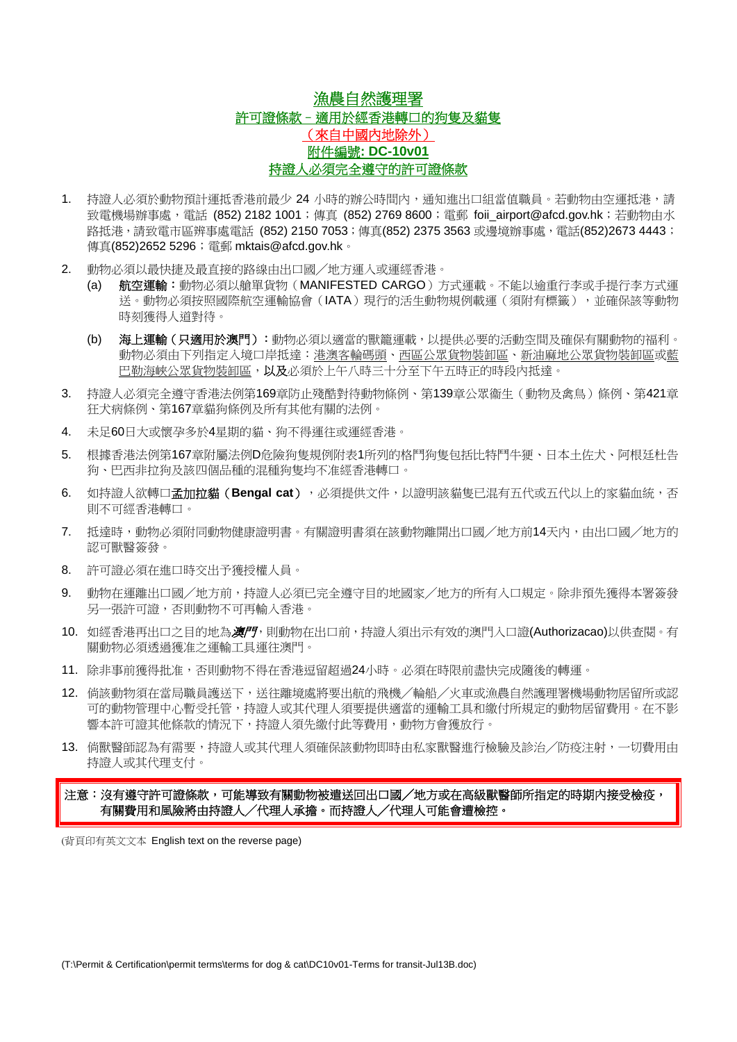# 漁農自然護理署

## 許可證條款－適用於經香港轉口的狗隻及貓隻

## （來自中國內地除外）

## 附件編號: DC-10v01

## 持證人必須完全遵守的許可證條款

1. 持證人必須於動物預計運抵香港前最少 24 小時的辦公時間內，通知進出口組當值職員。若動物由空運抵港，請致電機場辦事處，電話 (852) 2182 1001；傳真 (852) 2769 8600；電郵 foii_airport@afcd.gov.hk；若動物由水路抵港，請致電市區辦事處電話 (852) 2150 7053；傳真(852) 2375 3563 或邊境辦事處，電話(852)2673 4443；傳真(852)2652 5296；電郵 mktais@afcd.gov.hk。

2. 動物必須以最快捷及最直接的路線由出口國／地方運入或運經香港。
   - (a) **航空運輸**：動物必須以艙單貨物（MANIFESTED CARGO）方式運載。不能以逾重行李或手提行李方式運送。動物必須按照國際航空運輸協會（IATA）現行的活生動物規例載運（須附有標籤），並確保該等動物時刻獲得人道對待。
   - (b) **海上運輸（只適用於澳門）**：動物必須以適當的獸籠運載，以提供必要的活動空間及確保有關動物的福利。動物必須由下列指定入境口岸抵達：港澳客輪碼頭、西區公眾貨物裝卸區、新油麻地公眾貨物裝卸區或藍巴勒海峽公眾貨物裝卸區，**以及**必須於上午八時三十分至下午五時正的時段內抵達。

3. 持證人必須完全遵守香港法例第169章防止殘酷對待動物條例、第139章公眾衞生（動物及禽鳥）條例、第421章狂犬病條例、第167章貓狗條例及所有其他有關的法例。

4. 未足60日大或懷孕多於4星期的貓、狗不得運往或運經香港。

5. 根據香港法例第167章附屬法例D危險狗隻規例附表1所列的格鬥狗隻包括比特鬥牛㹴、日本土佐犬、阿根廷杜告狗、巴西非拉狗及該四個品種的混種狗隻均不准經香港轉口。

6. 如持證人欲轉口**孟加拉貓**（**Bengal cat**），必須提供文件，以證明該貓隻已混有五代或五代以上的家貓血統，否則不可經香港轉口。

7. 抵達時，動物必須附同動物健康證明書。有關證明書須在該動物離開出口國／地方前14天內，由出口國／地方的認可獸醫簽發。

8. 許可證必須在進口時交出予獲授權人員。

9. 動物在運離出口國／地方前，持證人必須已完全遵守目的地國家／地方的所有入口規定。除非預先獲得本署簽發另一張許可證，否則動物不可再輸入香港。

10. 如經香港再出口之目的地為***澳門***，則動物在出口前，持證人須出示有效的澳門入口證(Authorizacao)以供查閱。有關動物必須透過獲准之運輸工具運往澳門。

11. 除非事前獲得批准，否則動物不得在香港逗留超過24小時。必須在時限前盡快完成隨後的轉運。

12. 倘該動物須在當局職員護送下，送往離境處將要出航的飛機／輪船／火車或漁農自然護理署機場動物居留所或認可的動物管理中心暫受托管，持證人或其代理人須要提供適當的運輸工具和繳付所規定的動物居留費用。在不影響本許可證其他條款的情況下，持證人須先繳付此等費用，動物方會獲放行。

13. 倘獸醫師認為有需要，持證人或其代理人須確保該動物即時由私家獸醫進行檢驗及診治／防疫注射，一切費用由持證人或其代理支付。

**注意：沒有遵守許可證條款，可能導致有關動物被遣送回出口國／地方或在高級獸醫師所指定的時期內接受檢疫，有關費用和風險將由持證人／代理人承擔。而持證人／代理人可能會遭檢控。**

(背頁印有英文文本 English text on the reverse page)

(T:\Permit & Certification\permit terms\terms for dog & cat\DC10v01-Terms for transit-Jul13B.doc)